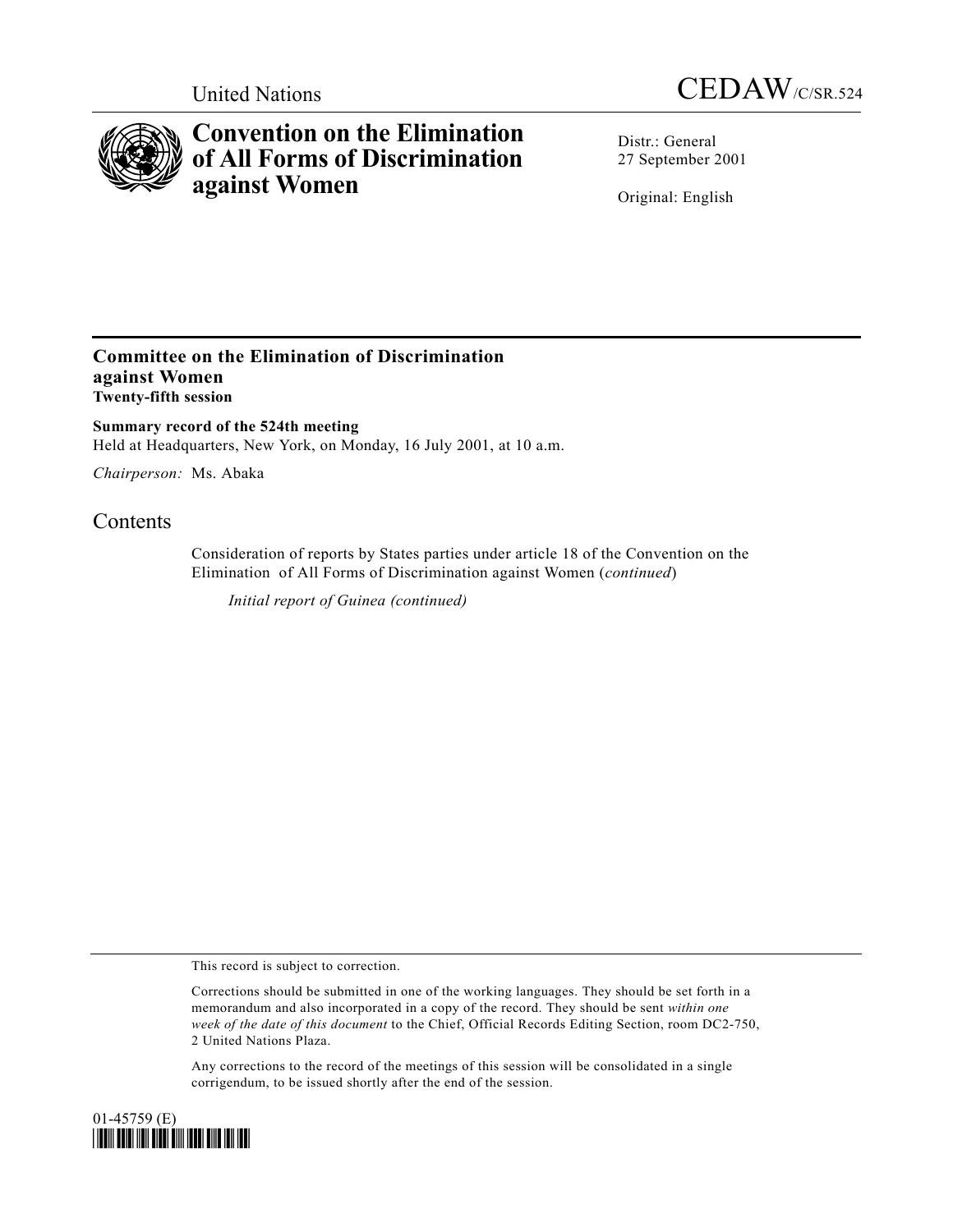United Nations

CEDAW/C/SR.524

# Convention on the Elimination of All Forms of Discrimination against Women

Distr.: General
27 September 2001

Original: English

## Committee on the Elimination of Discrimination against Women
**Twenty-fifth session**

**Summary record of the 524th meeting**
Held at Headquarters, New York, on Monday, 16 July 2001, at 10 a.m.

*Chairperson:* Ms. Abaka

## Contents

Consideration of reports by States parties under article 18 of the Convention on the Elimination of All Forms of Discrimination against Women (*continued*)

*Initial report of Guinea (continued)*

This record is subject to correction.

Corrections should be submitted in one of the working languages. They should be set forth in a memorandum and also incorporated in a copy of the record. They should be sent *within one week of the date of this document* to the Chief, Official Records Editing Section, room DC2-750, 2 United Nations Plaza.

Any corrections to the record of the meetings of this session will be consolidated in a single corrigendum, to be issued shortly after the end of the session.

01-45759 (E)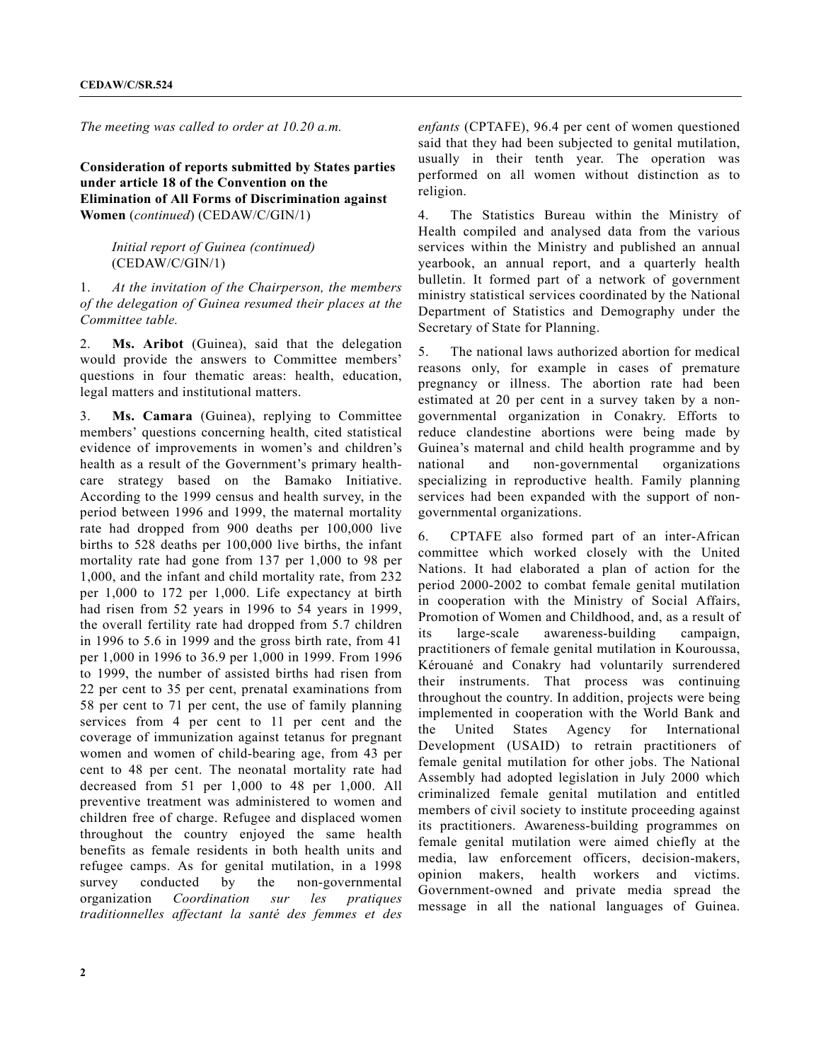*The meeting was called to order at 10.20 a.m.*

**Consideration of reports submitted by States parties under article 18 of the Convention on the Elimination of All Forms of Discrimination against Women** (*continued*) (CEDAW/C/GIN/1)

*Initial report of Guinea (continued)* (CEDAW/C/GIN/1)

1. *At the invitation of the Chairperson, the members of the delegation of Guinea resumed their places at the Committee table.*

2. **Ms. Aribot** (Guinea), said that the delegation would provide the answers to Committee members' questions in four thematic areas: health, education, legal matters and institutional matters.

3. **Ms. Camara** (Guinea), replying to Committee members' questions concerning health, cited statistical evidence of improvements in women's and children's health as a result of the Government's primary health-care strategy based on the Bamako Initiative. According to the 1999 census and health survey, in the period between 1996 and 1999, the maternal mortality rate had dropped from 900 deaths per 100,000 live births to 528 deaths per 100,000 live births, the infant mortality rate had gone from 137 per 1,000 to 98 per 1,000, and the infant and child mortality rate, from 232 per 1,000 to 172 per 1,000. Life expectancy at birth had risen from 52 years in 1996 to 54 years in 1999, the overall fertility rate had dropped from 5.7 children in 1996 to 5.6 in 1999 and the gross birth rate, from 41 per 1,000 in 1996 to 36.9 per 1,000 in 1999. From 1996 to 1999, the number of assisted births had risen from 22 per cent to 35 per cent, prenatal examinations from 58 per cent to 71 per cent, the use of family planning services from 4 per cent to 11 per cent and the coverage of immunization against tetanus for pregnant women and women of child-bearing age, from 43 per cent to 48 per cent. The neonatal mortality rate had decreased from 51 per 1,000 to 48 per 1,000. All preventive treatment was administered to women and children free of charge. Refugee and displaced women throughout the country enjoyed the same health benefits as female residents in both health units and refugee camps. As for genital mutilation, in a 1998 survey conducted by the non-governmental organization *Coordination sur les pratiques traditionnelles affectant la santé des femmes et des enfants* (CPTAFE), 96.4 per cent of women questioned said that they had been subjected to genital mutilation, usually in their tenth year. The operation was performed on all women without distinction as to religion.

4. The Statistics Bureau within the Ministry of Health compiled and analysed data from the various services within the Ministry and published an annual yearbook, an annual report, and a quarterly health bulletin. It formed part of a network of government ministry statistical services coordinated by the National Department of Statistics and Demography under the Secretary of State for Planning.

5. The national laws authorized abortion for medical reasons only, for example in cases of premature pregnancy or illness. The abortion rate had been estimated at 20 per cent in a survey taken by a non-governmental organization in Conakry. Efforts to reduce clandestine abortions were being made by Guinea's maternal and child health programme and by national and non-governmental organizations specializing in reproductive health. Family planning services had been expanded with the support of non-governmental organizations.

6. CPTAFE also formed part of an inter-African committee which worked closely with the United Nations. It had elaborated a plan of action for the period 2000-2002 to combat female genital mutilation in cooperation with the Ministry of Social Affairs, Promotion of Women and Childhood, and, as a result of its large-scale awareness-building campaign, practitioners of female genital mutilation in Kouroussa, Kérouané and Conakry had voluntarily surrendered their instruments. That process was continuing throughout the country. In addition, projects were being implemented in cooperation with the World Bank and the United States Agency for International Development (USAID) to retrain practitioners of female genital mutilation for other jobs. The National Assembly had adopted legislation in July 2000 which criminalized female genital mutilation and entitled members of civil society to institute proceeding against its practitioners. Awareness-building programmes on female genital mutilation were aimed chiefly at the media, law enforcement officers, decision-makers, opinion makers, health workers and victims. Government-owned and private media spread the message in all the national languages of Guinea.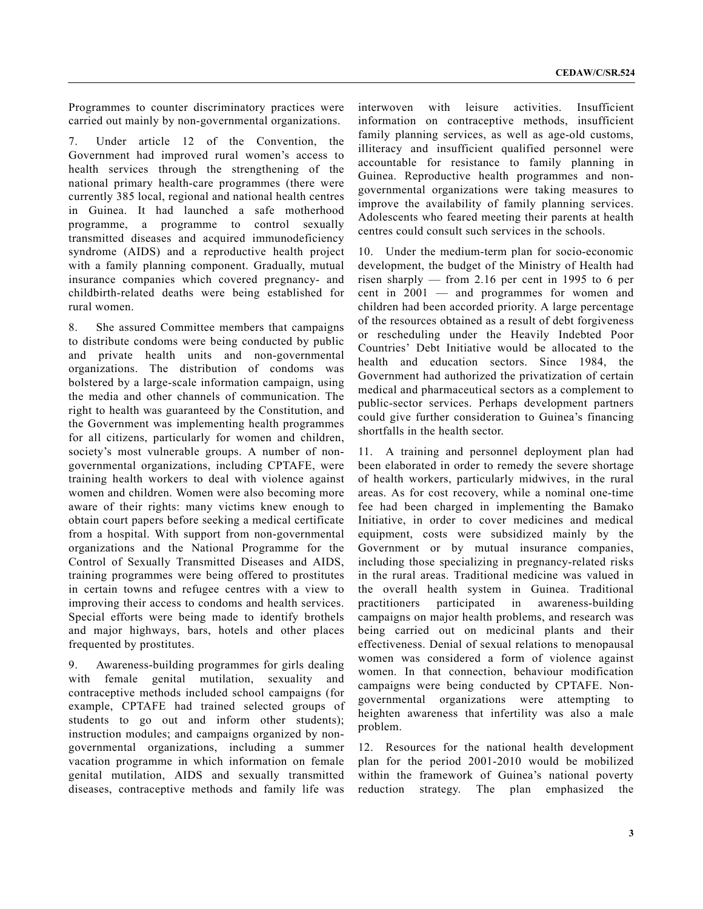Programmes to counter discriminatory practices were carried out mainly by non-governmental organizations.

7. Under article 12 of the Convention, the Government had improved rural women's access to health services through the strengthening of the national primary health-care programmes (there were currently 385 local, regional and national health centres in Guinea. It had launched a safe motherhood programme, a programme to control sexually transmitted diseases and acquired immunodeficiency syndrome (AIDS) and a reproductive health project with a family planning component. Gradually, mutual insurance companies which covered pregnancy- and childbirth-related deaths were being established for rural women.

8. She assured Committee members that campaigns to distribute condoms were being conducted by public and private health units and non-governmental organizations. The distribution of condoms was bolstered by a large-scale information campaign, using the media and other channels of communication. The right to health was guaranteed by the Constitution, and the Government was implementing health programmes for all citizens, particularly for women and children, society's most vulnerable groups. A number of non-governmental organizations, including CPTAFE, were training health workers to deal with violence against women and children. Women were also becoming more aware of their rights: many victims knew enough to obtain court papers before seeking a medical certificate from a hospital. With support from non-governmental organizations and the National Programme for the Control of Sexually Transmitted Diseases and AIDS, training programmes were being offered to prostitutes in certain towns and refugee centres with a view to improving their access to condoms and health services. Special efforts were being made to identify brothels and major highways, bars, hotels and other places frequented by prostitutes.

9. Awareness-building programmes for girls dealing with female genital mutilation, sexuality and contraceptive methods included school campaigns (for example, CPTAFE had trained selected groups of students to go out and inform other students); instruction modules; and campaigns organized by non-governmental organizations, including a summer vacation programme in which information on female genital mutilation, AIDS and sexually transmitted diseases, contraceptive methods and family life was interwoven with leisure activities. Insufficient information on contraceptive methods, insufficient family planning services, as well as age-old customs, illiteracy and insufficient qualified personnel were accountable for resistance to family planning in Guinea. Reproductive health programmes and non-governmental organizations were taking measures to improve the availability of family planning services. Adolescents who feared meeting their parents at health centres could consult such services in the schools.

10. Under the medium-term plan for socio-economic development, the budget of the Ministry of Health had risen sharply — from 2.16 per cent in 1995 to 6 per cent in 2001 — and programmes for women and children had been accorded priority. A large percentage of the resources obtained as a result of debt forgiveness or rescheduling under the Heavily Indebted Poor Countries' Debt Initiative would be allocated to the health and education sectors. Since 1984, the Government had authorized the privatization of certain medical and pharmaceutical sectors as a complement to public-sector services. Perhaps development partners could give further consideration to Guinea's financing shortfalls in the health sector.

11. A training and personnel deployment plan had been elaborated in order to remedy the severe shortage of health workers, particularly midwives, in the rural areas. As for cost recovery, while a nominal one-time fee had been charged in implementing the Bamako Initiative, in order to cover medicines and medical equipment, costs were subsidized mainly by the Government or by mutual insurance companies, including those specializing in pregnancy-related risks in the rural areas. Traditional medicine was valued in the overall health system in Guinea. Traditional practitioners participated in awareness-building campaigns on major health problems, and research was being carried out on medicinal plants and their effectiveness. Denial of sexual relations to menopausal women was considered a form of violence against women. In that connection, behaviour modification campaigns were being conducted by CPTAFE. Non-governmental organizations were attempting to heighten awareness that infertility was also a male problem.

12. Resources for the national health development plan for the period 2001-2010 would be mobilized within the framework of Guinea's national poverty reduction strategy. The plan emphasized the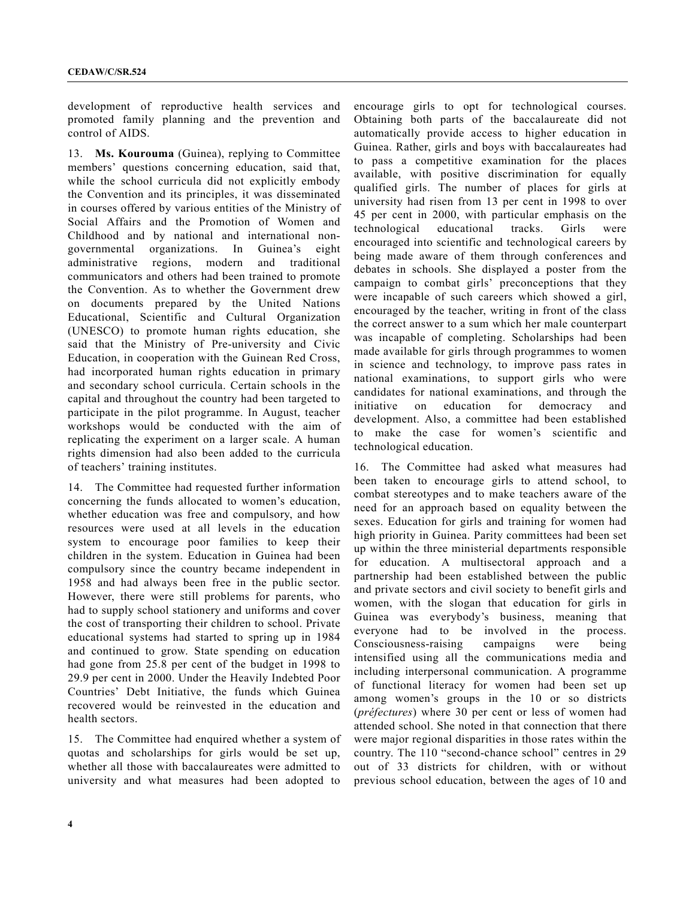development of reproductive health services and promoted family planning and the prevention and control of AIDS.

13. **Ms. Kourouma** (Guinea), replying to Committee members' questions concerning education, said that, while the school curricula did not explicitly embody the Convention and its principles, it was disseminated in courses offered by various entities of the Ministry of Social Affairs and the Promotion of Women and Childhood and by national and international non-governmental organizations. In Guinea's eight administrative regions, modern and traditional communicators and others had been trained to promote the Convention. As to whether the Government drew on documents prepared by the United Nations Educational, Scientific and Cultural Organization (UNESCO) to promote human rights education, she said that the Ministry of Pre-university and Civic Education, in cooperation with the Guinean Red Cross, had incorporated human rights education in primary and secondary school curricula. Certain schools in the capital and throughout the country had been targeted to participate in the pilot programme. In August, teacher workshops would be conducted with the aim of replicating the experiment on a larger scale. A human rights dimension had also been added to the curricula of teachers' training institutes.

14. The Committee had requested further information concerning the funds allocated to women's education, whether education was free and compulsory, and how resources were used at all levels in the education system to encourage poor families to keep their children in the system. Education in Guinea had been compulsory since the country became independent in 1958 and had always been free in the public sector. However, there were still problems for parents, who had to supply school stationery and uniforms and cover the cost of transporting their children to school. Private educational systems had started to spring up in 1984 and continued to grow. State spending on education had gone from 25.8 per cent of the budget in 1998 to 29.9 per cent in 2000. Under the Heavily Indebted Poor Countries' Debt Initiative, the funds which Guinea recovered would be reinvested in the education and health sectors.

15. The Committee had enquired whether a system of quotas and scholarships for girls would be set up, whether all those with baccalaureates were admitted to university and what measures had been adopted to encourage girls to opt for technological courses. Obtaining both parts of the baccalaureate did not automatically provide access to higher education in Guinea. Rather, girls and boys with baccalaureates had to pass a competitive examination for the places available, with positive discrimination for equally qualified girls. The number of places for girls at university had risen from 13 per cent in 1998 to over 45 per cent in 2000, with particular emphasis on the technological educational tracks. Girls were encouraged into scientific and technological careers by being made aware of them through conferences and debates in schools. She displayed a poster from the campaign to combat girls' preconceptions that they were incapable of such careers which showed a girl, encouraged by the teacher, writing in front of the class the correct answer to a sum which her male counterpart was incapable of completing. Scholarships had been made available for girls through programmes to women in science and technology, to improve pass rates in national examinations, to support girls who were candidates for national examinations, and through the initiative on education for democracy and development. Also, a committee had been established to make the case for women's scientific and technological education.

16. The Committee had asked what measures had been taken to encourage girls to attend school, to combat stereotypes and to make teachers aware of the need for an approach based on equality between the sexes. Education for girls and training for women had high priority in Guinea. Parity committees had been set up within the three ministerial departments responsible for education. A multisectoral approach and a partnership had been established between the public and private sectors and civil society to benefit girls and women, with the slogan that education for girls in Guinea was everybody's business, meaning that everyone had to be involved in the process. Consciousness-raising campaigns were being intensified using all the communications media and including interpersonal communication. A programme of functional literacy for women had been set up among women's groups in the 10 or so districts (*préfectures*) where 30 per cent or less of women had attended school. She noted in that connection that there were major regional disparities in those rates within the country. The 110 "second-chance school" centres in 29 out of 33 districts for children, with or without previous school education, between the ages of 10 and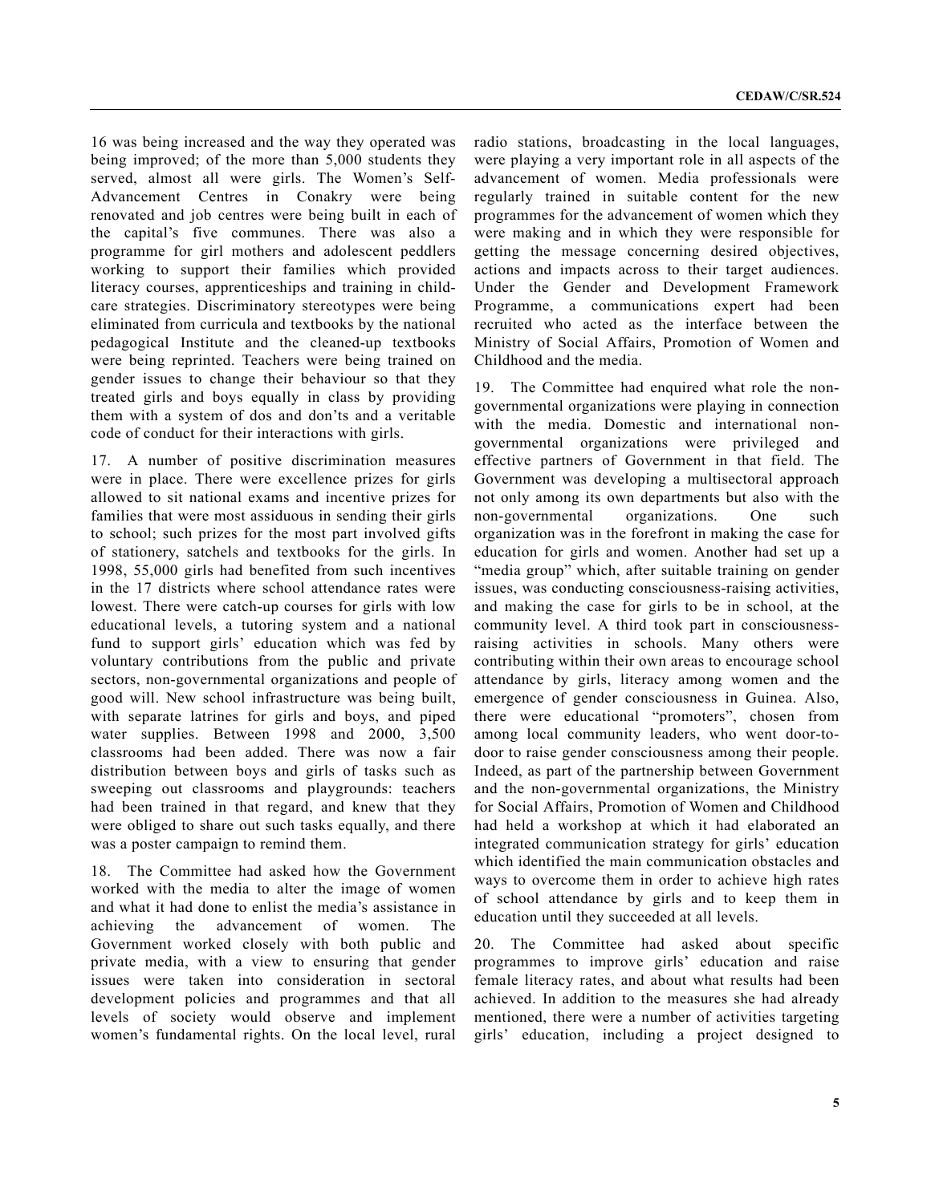16 was being increased and the way they operated was being improved; of the more than 5,000 students they served, almost all were girls. The Women's Self-Advancement Centres in Conakry were being renovated and job centres were being built in each of the capital's five communes. There was also a programme for girl mothers and adolescent peddlers working to support their families which provided literacy courses, apprenticeships and training in child-care strategies. Discriminatory stereotypes were being eliminated from curricula and textbooks by the national pedagogical Institute and the cleaned-up textbooks were being reprinted. Teachers were being trained on gender issues to change their behaviour so that they treated girls and boys equally in class by providing them with a system of dos and don'ts and a veritable code of conduct for their interactions with girls.

17. A number of positive discrimination measures were in place. There were excellence prizes for girls allowed to sit national exams and incentive prizes for families that were most assiduous in sending their girls to school; such prizes for the most part involved gifts of stationery, satchels and textbooks for the girls. In 1998, 55,000 girls had benefited from such incentives in the 17 districts where school attendance rates were lowest. There were catch-up courses for girls with low educational levels, a tutoring system and a national fund to support girls' education which was fed by voluntary contributions from the public and private sectors, non-governmental organizations and people of good will. New school infrastructure was being built, with separate latrines for girls and boys, and piped water supplies. Between 1998 and 2000, 3,500 classrooms had been added. There was now a fair distribution between boys and girls of tasks such as sweeping out classrooms and playgrounds: teachers had been trained in that regard, and knew that they were obliged to share out such tasks equally, and there was a poster campaign to remind them.

18. The Committee had asked how the Government worked with the media to alter the image of women and what it had done to enlist the media's assistance in achieving the advancement of women. The Government worked closely with both public and private media, with a view to ensuring that gender issues were taken into consideration in sectoral development policies and programmes and that all levels of society would observe and implement women's fundamental rights. On the local level, rural radio stations, broadcasting in the local languages, were playing a very important role in all aspects of the advancement of women. Media professionals were regularly trained in suitable content for the new programmes for the advancement of women which they were making and in which they were responsible for getting the message concerning desired objectives, actions and impacts across to their target audiences. Under the Gender and Development Framework Programme, a communications expert had been recruited who acted as the interface between the Ministry of Social Affairs, Promotion of Women and Childhood and the media.

19. The Committee had enquired what role the non-governmental organizations were playing in connection with the media. Domestic and international non-governmental organizations were privileged and effective partners of Government in that field. The Government was developing a multisectoral approach not only among its own departments but also with the non-governmental organizations. One such organization was in the forefront in making the case for education for girls and women. Another had set up a "media group" which, after suitable training on gender issues, was conducting consciousness-raising activities, and making the case for girls to be in school, at the community level. A third took part in consciousness-raising activities in schools. Many others were contributing within their own areas to encourage school attendance by girls, literacy among women and the emergence of gender consciousness in Guinea. Also, there were educational "promoters", chosen from among local community leaders, who went door-to-door to raise gender consciousness among their people. Indeed, as part of the partnership between Government and the non-governmental organizations, the Ministry for Social Affairs, Promotion of Women and Childhood had held a workshop at which it had elaborated an integrated communication strategy for girls' education which identified the main communication obstacles and ways to overcome them in order to achieve high rates of school attendance by girls and to keep them in education until they succeeded at all levels.

20. The Committee had asked about specific programmes to improve girls' education and raise female literacy rates, and about what results had been achieved. In addition to the measures she had already mentioned, there were a number of activities targeting girls' education, including a project designed to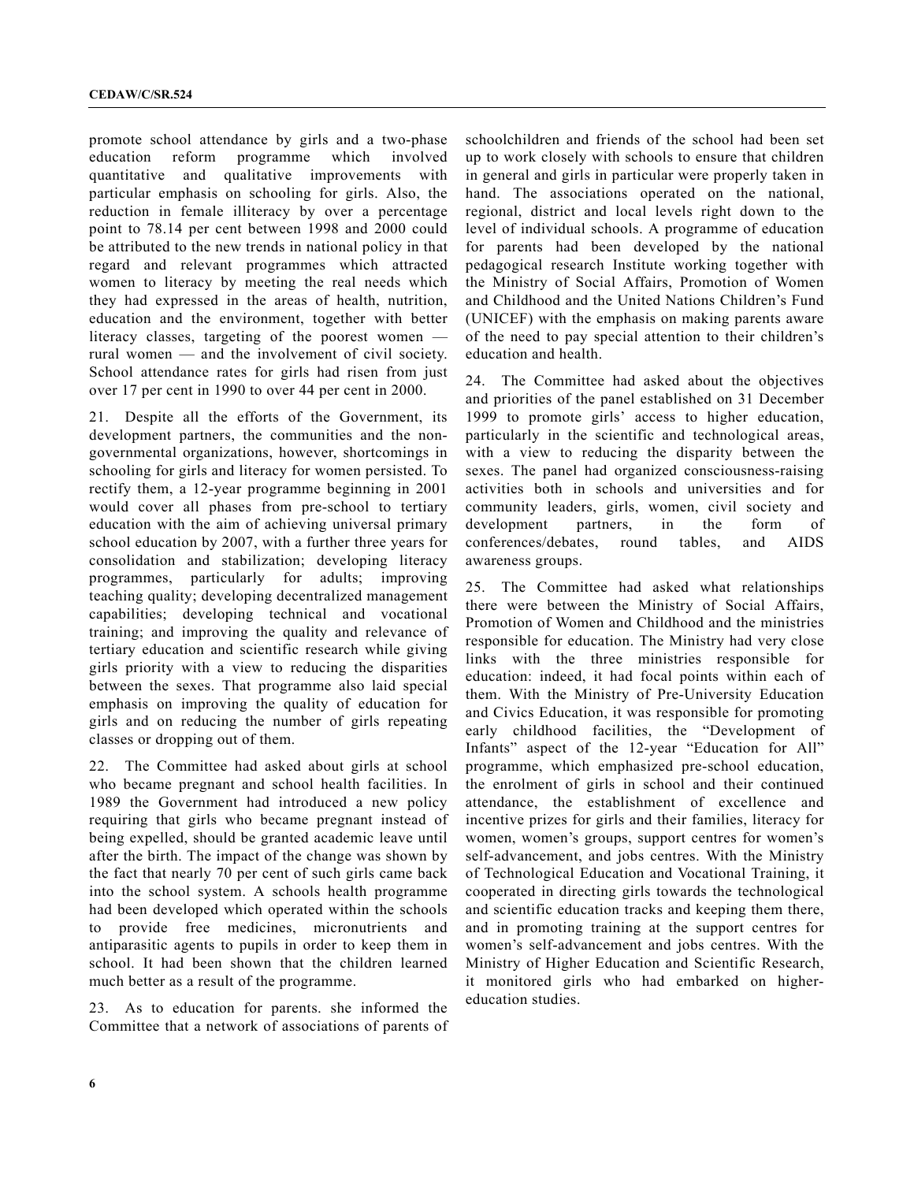promote school attendance by girls and a two-phase education reform programme which involved quantitative and qualitative improvements with particular emphasis on schooling for girls. Also, the reduction in female illiteracy by over a percentage point to 78.14 per cent between 1998 and 2000 could be attributed to the new trends in national policy in that regard and relevant programmes which attracted women to literacy by meeting the real needs which they had expressed in the areas of health, nutrition, education and the environment, together with better literacy classes, targeting of the poorest women — rural women — and the involvement of civil society. School attendance rates for girls had risen from just over 17 per cent in 1990 to over 44 per cent in 2000.

21. Despite all the efforts of the Government, its development partners, the communities and the non-governmental organizations, however, shortcomings in schooling for girls and literacy for women persisted. To rectify them, a 12-year programme beginning in 2001 would cover all phases from pre-school to tertiary education with the aim of achieving universal primary school education by 2007, with a further three years for consolidation and stabilization; developing literacy programmes, particularly for adults; improving teaching quality; developing decentralized management capabilities; developing technical and vocational training; and improving the quality and relevance of tertiary education and scientific research while giving girls priority with a view to reducing the disparities between the sexes. That programme also laid special emphasis on improving the quality of education for girls and on reducing the number of girls repeating classes or dropping out of them.

22. The Committee had asked about girls at school who became pregnant and school health facilities. In 1989 the Government had introduced a new policy requiring that girls who became pregnant instead of being expelled, should be granted academic leave until after the birth. The impact of the change was shown by the fact that nearly 70 per cent of such girls came back into the school system. A schools health programme had been developed which operated within the schools to provide free medicines, micronutrients and antiparasitic agents to pupils in order to keep them in school. It had been shown that the children learned much better as a result of the programme.

23. As to education for parents. she informed the Committee that a network of associations of parents of schoolchildren and friends of the school had been set up to work closely with schools to ensure that children in general and girls in particular were properly taken in hand. The associations operated on the national, regional, district and local levels right down to the level of individual schools. A programme of education for parents had been developed by the national pedagogical research Institute working together with the Ministry of Social Affairs, Promotion of Women and Childhood and the United Nations Children's Fund (UNICEF) with the emphasis on making parents aware of the need to pay special attention to their children's education and health.

24. The Committee had asked about the objectives and priorities of the panel established on 31 December 1999 to promote girls' access to higher education, particularly in the scientific and technological areas, with a view to reducing the disparity between the sexes. The panel had organized consciousness-raising activities both in schools and universities and for community leaders, girls, women, civil society and development partners, in the form of conferences/debates, round tables, and AIDS awareness groups.

25. The Committee had asked what relationships there were between the Ministry of Social Affairs, Promotion of Women and Childhood and the ministries responsible for education. The Ministry had very close links with the three ministries responsible for education: indeed, it had focal points within each of them. With the Ministry of Pre-University Education and Civics Education, it was responsible for promoting early childhood facilities, the "Development of Infants" aspect of the 12-year "Education for All" programme, which emphasized pre-school education, the enrolment of girls in school and their continued attendance, the establishment of excellence and incentive prizes for girls and their families, literacy for women, women's groups, support centres for women's self-advancement, and jobs centres. With the Ministry of Technological Education and Vocational Training, it cooperated in directing girls towards the technological and scientific education tracks and keeping them there, and in promoting training at the support centres for women's self-advancement and jobs centres. With the Ministry of Higher Education and Scientific Research, it monitored girls who had embarked on higher-education studies.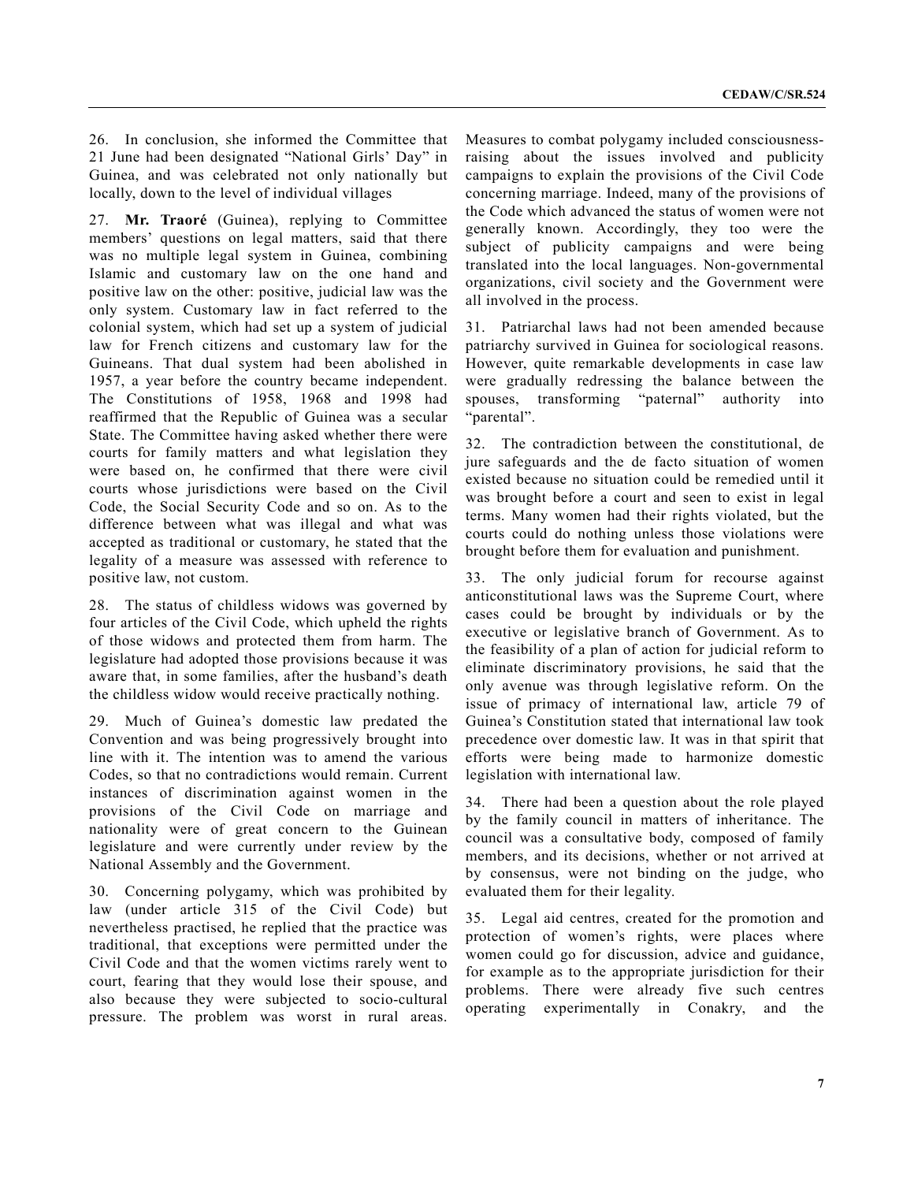26. In conclusion, she informed the Committee that 21 June had been designated "National Girls' Day" in Guinea, and was celebrated not only nationally but locally, down to the level of individual villages

27. **Mr. Traoré** (Guinea), replying to Committee members' questions on legal matters, said that there was no multiple legal system in Guinea, combining Islamic and customary law on the one hand and positive law on the other: positive, judicial law was the only system. Customary law in fact referred to the colonial system, which had set up a system of judicial law for French citizens and customary law for the Guineans. That dual system had been abolished in 1957, a year before the country became independent. The Constitutions of 1958, 1968 and 1998 had reaffirmed that the Republic of Guinea was a secular State. The Committee having asked whether there were courts for family matters and what legislation they were based on, he confirmed that there were civil courts whose jurisdictions were based on the Civil Code, the Social Security Code and so on. As to the difference between what was illegal and what was accepted as traditional or customary, he stated that the legality of a measure was assessed with reference to positive law, not custom.

28. The status of childless widows was governed by four articles of the Civil Code, which upheld the rights of those widows and protected them from harm. The legislature had adopted those provisions because it was aware that, in some families, after the husband's death the childless widow would receive practically nothing.

29. Much of Guinea's domestic law predated the Convention and was being progressively brought into line with it. The intention was to amend the various Codes, so that no contradictions would remain. Current instances of discrimination against women in the provisions of the Civil Code on marriage and nationality were of great concern to the Guinean legislature and were currently under review by the National Assembly and the Government.

30. Concerning polygamy, which was prohibited by law (under article 315 of the Civil Code) but nevertheless practised, he replied that the practice was traditional, that exceptions were permitted under the Civil Code and that the women victims rarely went to court, fearing that they would lose their spouse, and also because they were subjected to socio-cultural pressure. The problem was worst in rural areas. Measures to combat polygamy included consciousness-raising about the issues involved and publicity campaigns to explain the provisions of the Civil Code concerning marriage. Indeed, many of the provisions of the Code which advanced the status of women were not generally known. Accordingly, they too were the subject of publicity campaigns and were being translated into the local languages. Non-governmental organizations, civil society and the Government were all involved in the process.

31. Patriarchal laws had not been amended because patriarchy survived in Guinea for sociological reasons. However, quite remarkable developments in case law were gradually redressing the balance between the spouses, transforming "paternal" authority into "parental".

32. The contradiction between the constitutional, de jure safeguards and the de facto situation of women existed because no situation could be remedied until it was brought before a court and seen to exist in legal terms. Many women had their rights violated, but the courts could do nothing unless those violations were brought before them for evaluation and punishment.

33. The only judicial forum for recourse against anticonstitutional laws was the Supreme Court, where cases could be brought by individuals or by the executive or legislative branch of Government. As to the feasibility of a plan of action for judicial reform to eliminate discriminatory provisions, he said that the only avenue was through legislative reform. On the issue of primacy of international law, article 79 of Guinea's Constitution stated that international law took precedence over domestic law. It was in that spirit that efforts were being made to harmonize domestic legislation with international law.

34. There had been a question about the role played by the family council in matters of inheritance. The council was a consultative body, composed of family members, and its decisions, whether or not arrived at by consensus, were not binding on the judge, who evaluated them for their legality.

35. Legal aid centres, created for the promotion and protection of women's rights, were places where women could go for discussion, advice and guidance, for example as to the appropriate jurisdiction for their problems. There were already five such centres operating experimentally in Conakry, and the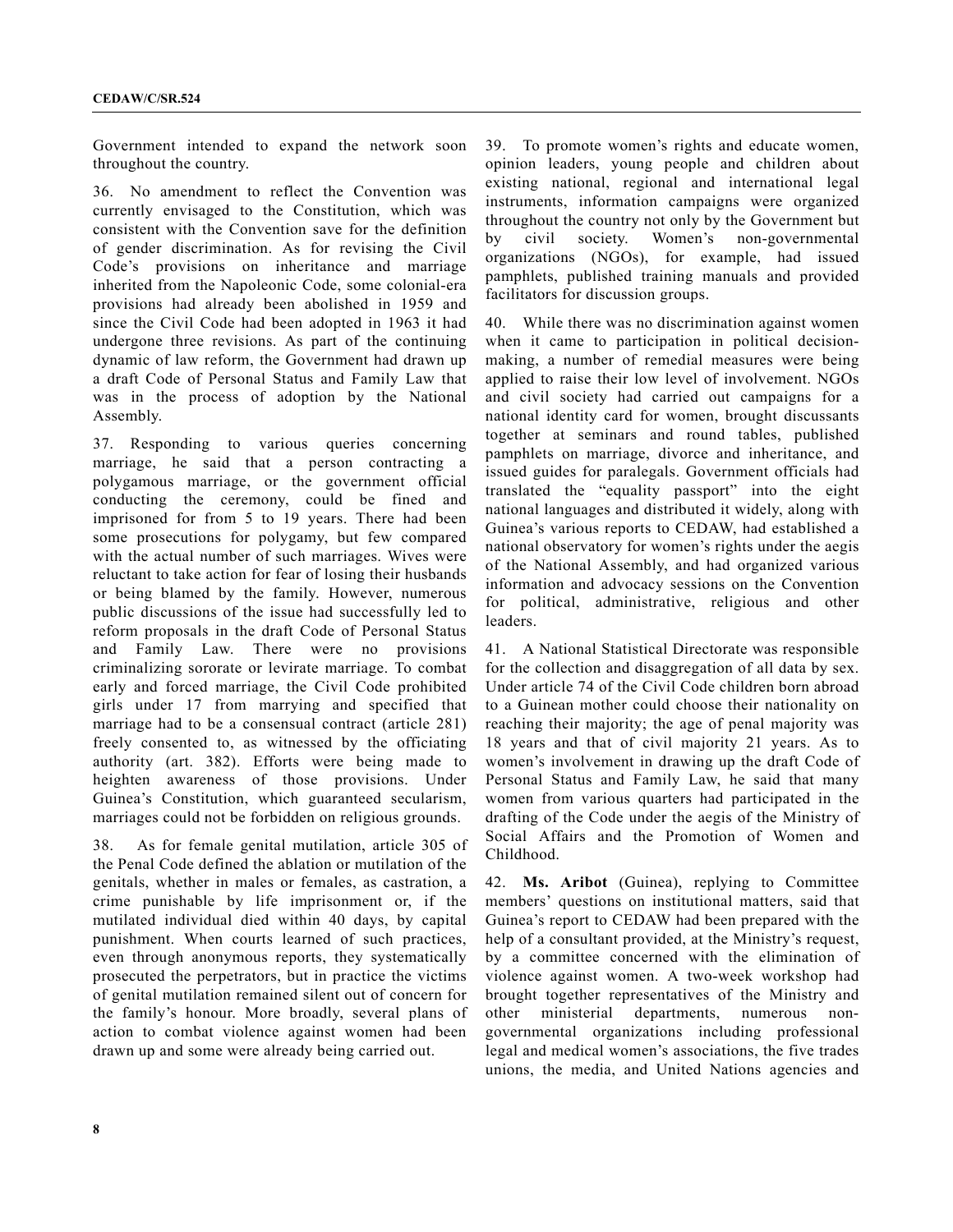Government intended to expand the network soon throughout the country.

36. No amendment to reflect the Convention was currently envisaged to the Constitution, which was consistent with the Convention save for the definition of gender discrimination. As for revising the Civil Code's provisions on inheritance and marriage inherited from the Napoleonic Code, some colonial-era provisions had already been abolished in 1959 and since the Civil Code had been adopted in 1963 it had undergone three revisions. As part of the continuing dynamic of law reform, the Government had drawn up a draft Code of Personal Status and Family Law that was in the process of adoption by the National Assembly.

37. Responding to various queries concerning marriage, he said that a person contracting a polygamous marriage, or the government official conducting the ceremony, could be fined and imprisoned for from 5 to 19 years. There had been some prosecutions for polygamy, but few compared with the actual number of such marriages. Wives were reluctant to take action for fear of losing their husbands or being blamed by the family. However, numerous public discussions of the issue had successfully led to reform proposals in the draft Code of Personal Status and Family Law. There were no provisions criminalizing sororate or levirate marriage. To combat early and forced marriage, the Civil Code prohibited girls under 17 from marrying and specified that marriage had to be a consensual contract (article 281) freely consented to, as witnessed by the officiating authority (art. 382). Efforts were being made to heighten awareness of those provisions. Under Guinea's Constitution, which guaranteed secularism, marriages could not be forbidden on religious grounds.

38. As for female genital mutilation, article 305 of the Penal Code defined the ablation or mutilation of the genitals, whether in males or females, as castration, a crime punishable by life imprisonment or, if the mutilated individual died within 40 days, by capital punishment. When courts learned of such practices, even through anonymous reports, they systematically prosecuted the perpetrators, but in practice the victims of genital mutilation remained silent out of concern for the family's honour. More broadly, several plans of action to combat violence against women had been drawn up and some were already being carried out.

39. To promote women's rights and educate women, opinion leaders, young people and children about existing national, regional and international legal instruments, information campaigns were organized throughout the country not only by the Government but by civil society. Women's non-governmental organizations (NGOs), for example, had issued pamphlets, published training manuals and provided facilitators for discussion groups.

40. While there was no discrimination against women when it came to participation in political decision-making, a number of remedial measures were being applied to raise their low level of involvement. NGOs and civil society had carried out campaigns for a national identity card for women, brought discussants together at seminars and round tables, published pamphlets on marriage, divorce and inheritance, and issued guides for paralegals. Government officials had translated the "equality passport" into the eight national languages and distributed it widely, along with Guinea's various reports to CEDAW, had established a national observatory for women's rights under the aegis of the National Assembly, and had organized various information and advocacy sessions on the Convention for political, administrative, religious and other leaders.

41. A National Statistical Directorate was responsible for the collection and disaggregation of all data by sex. Under article 74 of the Civil Code children born abroad to a Guinean mother could choose their nationality on reaching their majority; the age of penal majority was 18 years and that of civil majority 21 years. As to women's involvement in drawing up the draft Code of Personal Status and Family Law, he said that many women from various quarters had participated in the drafting of the Code under the aegis of the Ministry of Social Affairs and the Promotion of Women and Childhood.

42. **Ms. Aribot** (Guinea), replying to Committee members' questions on institutional matters, said that Guinea's report to CEDAW had been prepared with the help of a consultant provided, at the Ministry's request, by a committee concerned with the elimination of violence against women. A two-week workshop had brought together representatives of the Ministry and other ministerial departments, numerous non-governmental organizations including professional legal and medical women's associations, the five trades unions, the media, and United Nations agencies and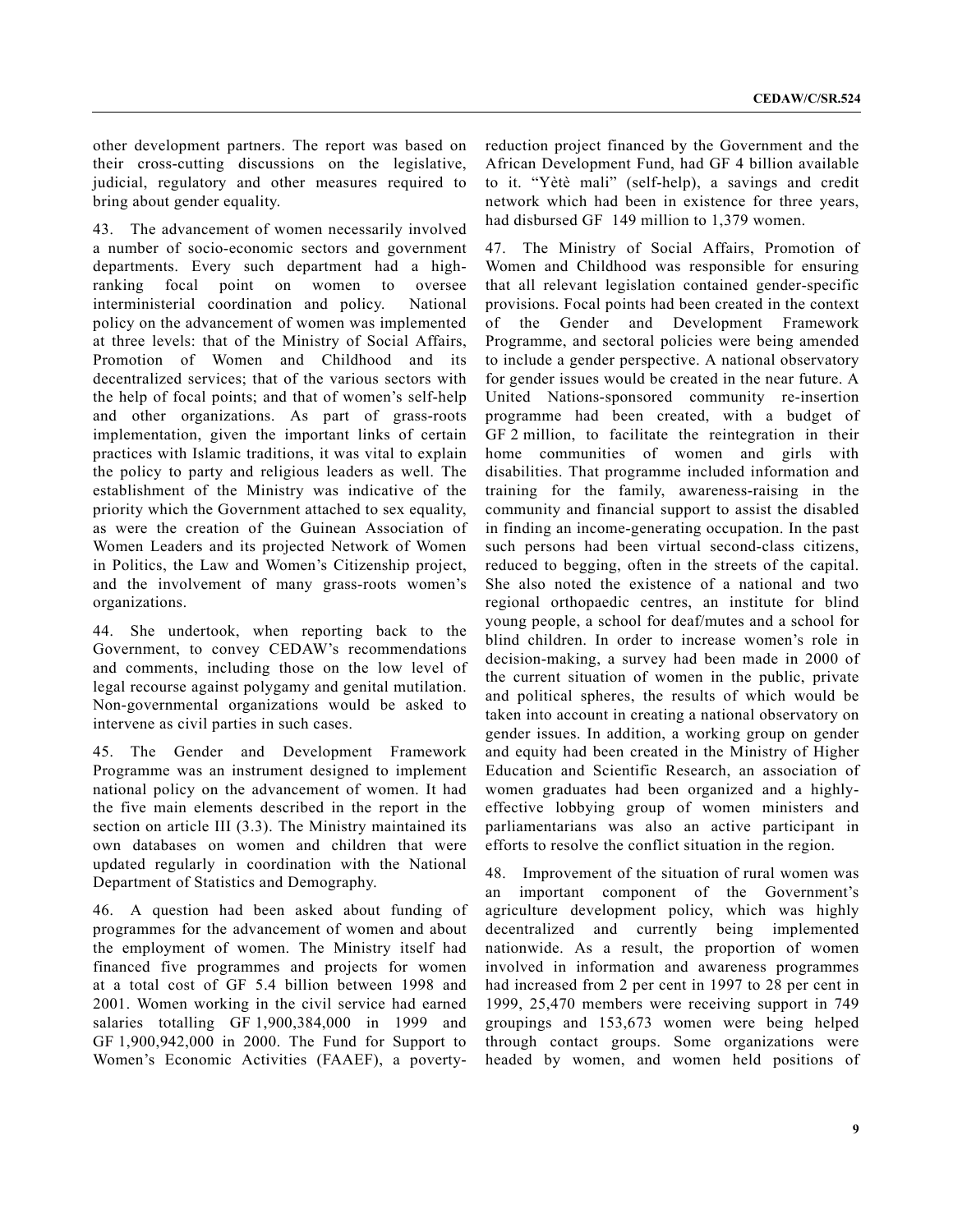other development partners. The report was based on their cross-cutting discussions on the legislative, judicial, regulatory and other measures required to bring about gender equality.

43. The advancement of women necessarily involved a number of socio-economic sectors and government departments. Every such department had a high-ranking focal point on women to oversee interministerial coordination and policy. National policy on the advancement of women was implemented at three levels: that of the Ministry of Social Affairs, Promotion of Women and Childhood and its decentralized services; that of the various sectors with the help of focal points; and that of women's self-help and other organizations. As part of grass-roots implementation, given the important links of certain practices with Islamic traditions, it was vital to explain the policy to party and religious leaders as well. The establishment of the Ministry was indicative of the priority which the Government attached to sex equality, as were the creation of the Guinean Association of Women Leaders and its projected Network of Women in Politics, the Law and Women's Citizenship project, and the involvement of many grass-roots women's organizations.

44. She undertook, when reporting back to the Government, to convey CEDAW's recommendations and comments, including those on the low level of legal recourse against polygamy and genital mutilation. Non-governmental organizations would be asked to intervene as civil parties in such cases.

45. The Gender and Development Framework Programme was an instrument designed to implement national policy on the advancement of women. It had the five main elements described in the report in the section on article III (3.3). The Ministry maintained its own databases on women and children that were updated regularly in coordination with the National Department of Statistics and Demography.

46. A question had been asked about funding of programmes for the advancement of women and about the employment of women. The Ministry itself had financed five programmes and projects for women at a total cost of GF 5.4 billion between 1998 and 2001. Women working in the civil service had earned salaries totalling GF 1,900,384,000 in 1999 and GF 1,900,942,000 in 2000. The Fund for Support to Women's Economic Activities (FAAEF), a poverty-reduction project financed by the Government and the African Development Fund, had GF 4 billion available to it. "Yètè mali" (self-help), a savings and credit network which had been in existence for three years, had disbursed GF 149 million to 1,379 women.

47. The Ministry of Social Affairs, Promotion of Women and Childhood was responsible for ensuring that all relevant legislation contained gender-specific provisions. Focal points had been created in the context of the Gender and Development Framework Programme, and sectoral policies were being amended to include a gender perspective. A national observatory for gender issues would be created in the near future. A United Nations-sponsored community re-insertion programme had been created, with a budget of GF 2 million, to facilitate the reintegration in their home communities of women and girls with disabilities. That programme included information and training for the family, awareness-raising in the community and financial support to assist the disabled in finding an income-generating occupation. In the past such persons had been virtual second-class citizens, reduced to begging, often in the streets of the capital. She also noted the existence of a national and two regional orthopaedic centres, an institute for blind young people, a school for deaf/mutes and a school for blind children. In order to increase women's role in decision-making, a survey had been made in 2000 of the current situation of women in the public, private and political spheres, the results of which would be taken into account in creating a national observatory on gender issues. In addition, a working group on gender and equity had been created in the Ministry of Higher Education and Scientific Research, an association of women graduates had been organized and a highly-effective lobbying group of women ministers and parliamentarians was also an active participant in efforts to resolve the conflict situation in the region.

48. Improvement of the situation of rural women was an important component of the Government's agriculture development policy, which was highly decentralized and currently being implemented nationwide. As a result, the proportion of women involved in information and awareness programmes had increased from 2 per cent in 1997 to 28 per cent in 1999, 25,470 members were receiving support in 749 groupings and 153,673 women were being helped through contact groups. Some organizations were headed by women, and women held positions of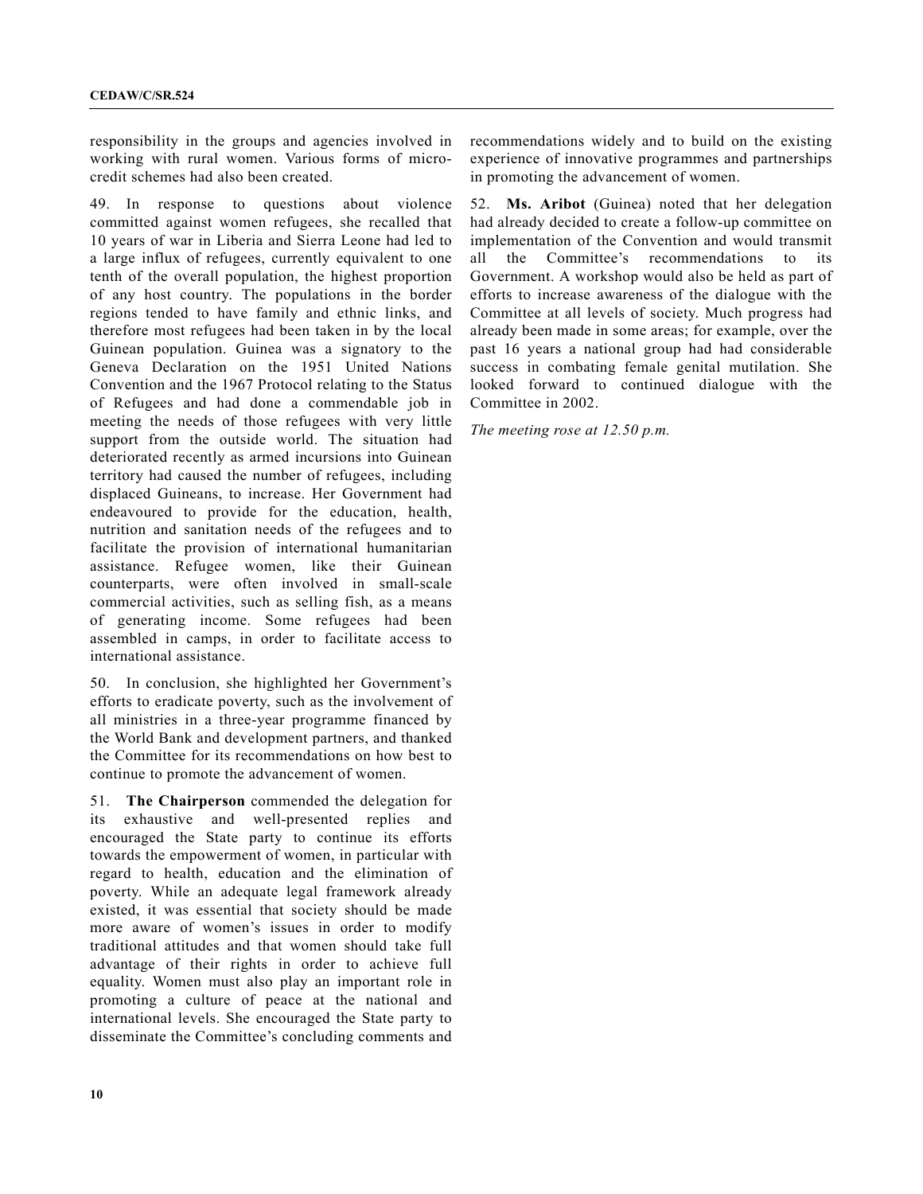responsibility in the groups and agencies involved in working with rural women. Various forms of micro-credit schemes had also been created.

49. In response to questions about violence committed against women refugees, she recalled that 10 years of war in Liberia and Sierra Leone had led to a large influx of refugees, currently equivalent to one tenth of the overall population, the highest proportion of any host country. The populations in the border regions tended to have family and ethnic links, and therefore most refugees had been taken in by the local Guinean population. Guinea was a signatory to the Geneva Declaration on the 1951 United Nations Convention and the 1967 Protocol relating to the Status of Refugees and had done a commendable job in meeting the needs of those refugees with very little support from the outside world. The situation had deteriorated recently as armed incursions into Guinean territory had caused the number of refugees, including displaced Guineans, to increase. Her Government had endeavoured to provide for the education, health, nutrition and sanitation needs of the refugees and to facilitate the provision of international humanitarian assistance. Refugee women, like their Guinean counterparts, were often involved in small-scale commercial activities, such as selling fish, as a means of generating income. Some refugees had been assembled in camps, in order to facilitate access to international assistance.

50. In conclusion, she highlighted her Government's efforts to eradicate poverty, such as the involvement of all ministries in a three-year programme financed by the World Bank and development partners, and thanked the Committee for its recommendations on how best to continue to promote the advancement of women.

51. **The Chairperson** commended the delegation for its exhaustive and well-presented replies and encouraged the State party to continue its efforts towards the empowerment of women, in particular with regard to health, education and the elimination of poverty. While an adequate legal framework already existed, it was essential that society should be made more aware of women's issues in order to modify traditional attitudes and that women should take full advantage of their rights in order to achieve full equality. Women must also play an important role in promoting a culture of peace at the national and international levels. She encouraged the State party to disseminate the Committee's concluding comments and recommendations widely and to build on the existing experience of innovative programmes and partnerships in promoting the advancement of women.

52. **Ms. Aribot** (Guinea) noted that her delegation had already decided to create a follow-up committee on implementation of the Convention and would transmit all the Committee's recommendations to its Government. A workshop would also be held as part of efforts to increase awareness of the dialogue with the Committee at all levels of society. Much progress had already been made in some areas; for example, over the past 16 years a national group had had considerable success in combating female genital mutilation. She looked forward to continued dialogue with the Committee in 2002.

*The meeting rose at 12.50 p.m.*